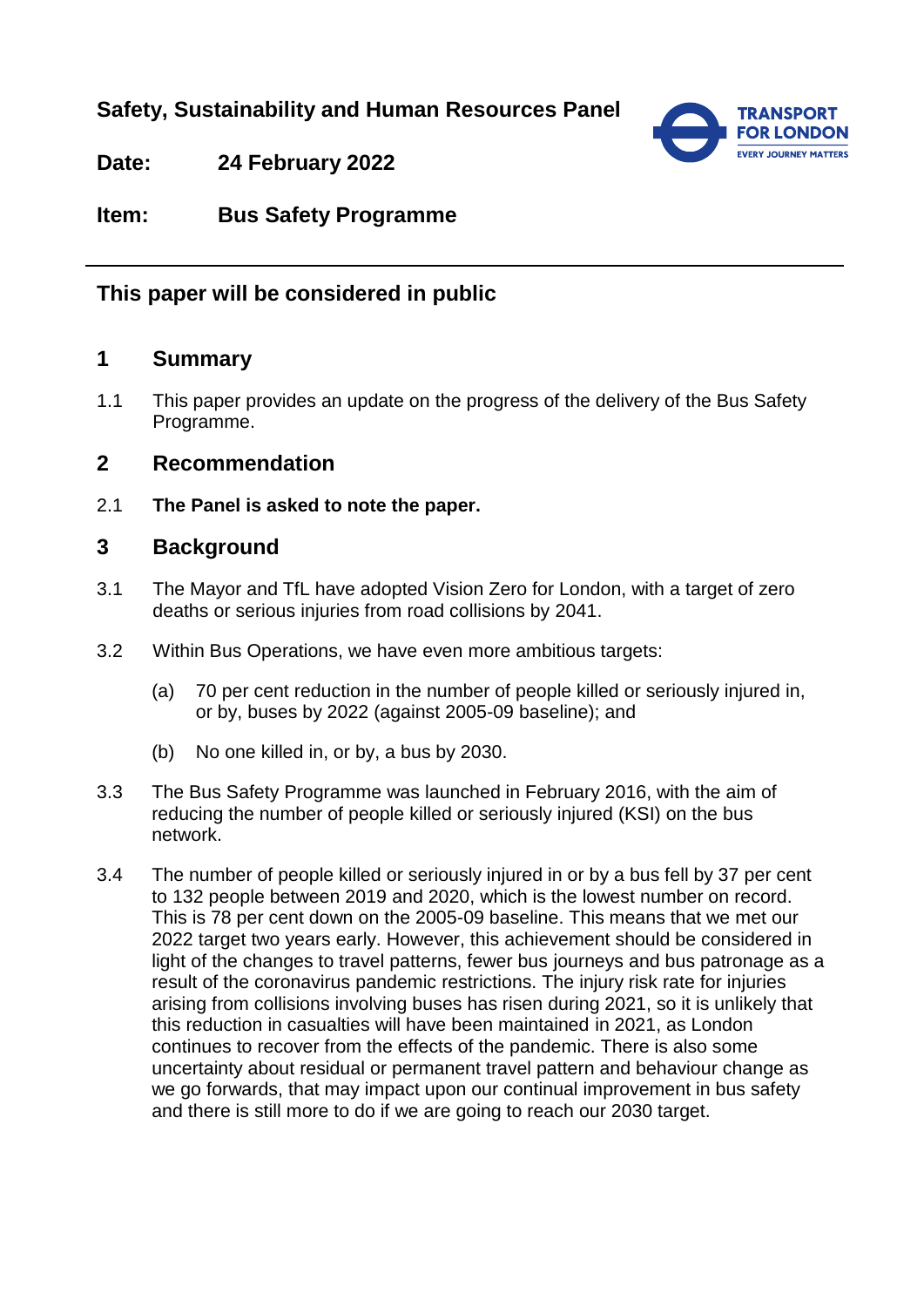**Safety, Sustainability and Human Resources Panel**

**Date:** 24 February 2022

**Item:** Bus Safety Programme

---

## This paper will be considered in public

## 1 Summary

1.1 This paper provides an update on the progress of the delivery of the Bus Safety Programme.

## 2 Recommendation

2.1 **The Panel is asked to note the paper.**

## 3 Background

3.1 The Mayor and TfL have adopted Vision Zero for London, with a target of zero deaths or serious injuries from road collisions by 2041.

3.2 Within Bus Operations, we have even more ambitious targets:

(a) 70 per cent reduction in the number of people killed or seriously injured in, or by, buses by 2022 (against 2005-09 baseline); and

(b) No one killed in, or by, a bus by 2030.

3.3 The Bus Safety Programme was launched in February 2016, with the aim of reducing the number of people killed or seriously injured (KSI) on the bus network.

3.4 The number of people killed or seriously injured in or by a bus fell by 37 per cent to 132 people between 2019 and 2020, which is the lowest number on record. This is 78 per cent down on the 2005-09 baseline. This means that we met our 2022 target two years early. However, this achievement should be considered in light of the changes to travel patterns, fewer bus journeys and bus patronage as a result of the coronavirus pandemic restrictions. The injury risk rate for injuries arising from collisions involving buses has risen during 2021, so it is unlikely that this reduction in casualties will have been maintained in 2021, as London continues to recover from the effects of the pandemic. There is also some uncertainty about residual or permanent travel pattern and behaviour change as we go forwards, that may impact upon our continual improvement in bus safety and there is still more to do if we are going to reach our 2030 target.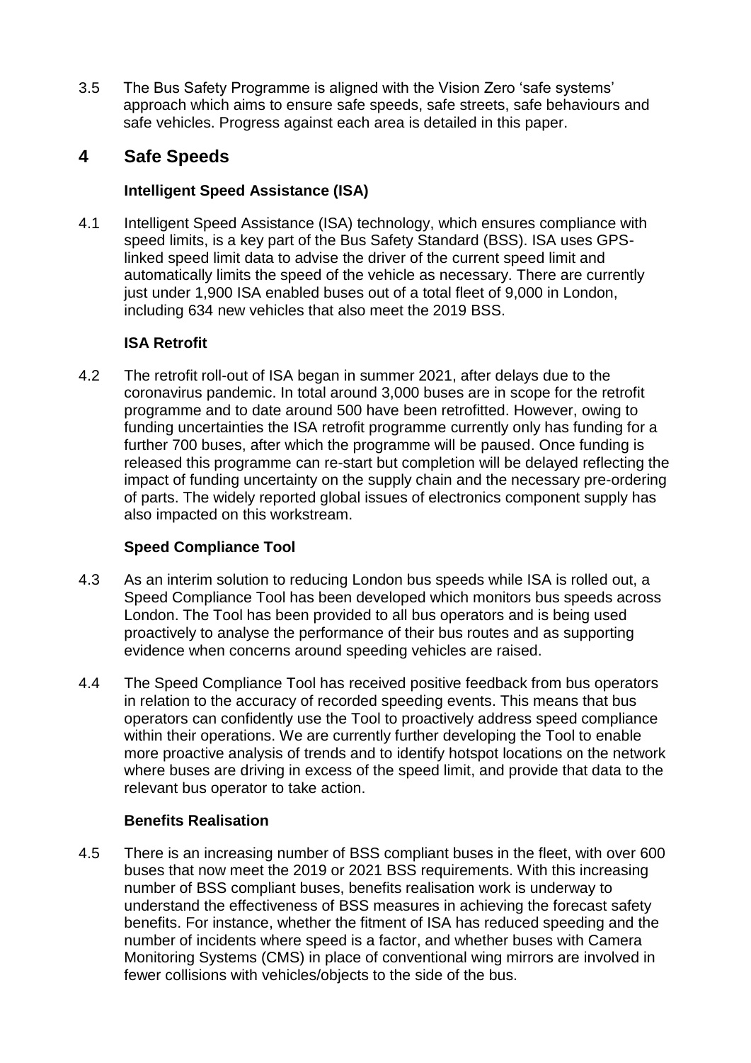3.5 The Bus Safety Programme is aligned with the Vision Zero 'safe systems' approach which aims to ensure safe speeds, safe streets, safe behaviours and safe vehicles. Progress against each area is detailed in this paper.

# 4 Safe Speeds

### Intelligent Speed Assistance (ISA)

4.1 Intelligent Speed Assistance (ISA) technology, which ensures compliance with speed limits, is a key part of the Bus Safety Standard (BSS). ISA uses GPS-linked speed limit data to advise the driver of the current speed limit and automatically limits the speed of the vehicle as necessary. There are currently just under 1,900 ISA enabled buses out of a total fleet of 9,000 in London, including 634 new vehicles that also meet the 2019 BSS.

### ISA Retrofit

4.2 The retrofit roll-out of ISA began in summer 2021, after delays due to the coronavirus pandemic. In total around 3,000 buses are in scope for the retrofit programme and to date around 500 have been retrofitted. However, owing to funding uncertainties the ISA retrofit programme currently only has funding for a further 700 buses, after which the programme will be paused. Once funding is released this programme can re-start but completion will be delayed reflecting the impact of funding uncertainty on the supply chain and the necessary pre-ordering of parts. The widely reported global issues of electronics component supply has also impacted on this workstream.

### Speed Compliance Tool

4.3 As an interim solution to reducing London bus speeds while ISA is rolled out, a Speed Compliance Tool has been developed which monitors bus speeds across London. The Tool has been provided to all bus operators and is being used proactively to analyse the performance of their bus routes and as supporting evidence when concerns around speeding vehicles are raised.

4.4 The Speed Compliance Tool has received positive feedback from bus operators in relation to the accuracy of recorded speeding events. This means that bus operators can confidently use the Tool to proactively address speed compliance within their operations. We are currently further developing the Tool to enable more proactive analysis of trends and to identify hotspot locations on the network where buses are driving in excess of the speed limit, and provide that data to the relevant bus operator to take action.

### Benefits Realisation

4.5 There is an increasing number of BSS compliant buses in the fleet, with over 600 buses that now meet the 2019 or 2021 BSS requirements. With this increasing number of BSS compliant buses, benefits realisation work is underway to understand the effectiveness of BSS measures in achieving the forecast safety benefits. For instance, whether the fitment of ISA has reduced speeding and the number of incidents where speed is a factor, and whether buses with Camera Monitoring Systems (CMS) in place of conventional wing mirrors are involved in fewer collisions with vehicles/objects to the side of the bus.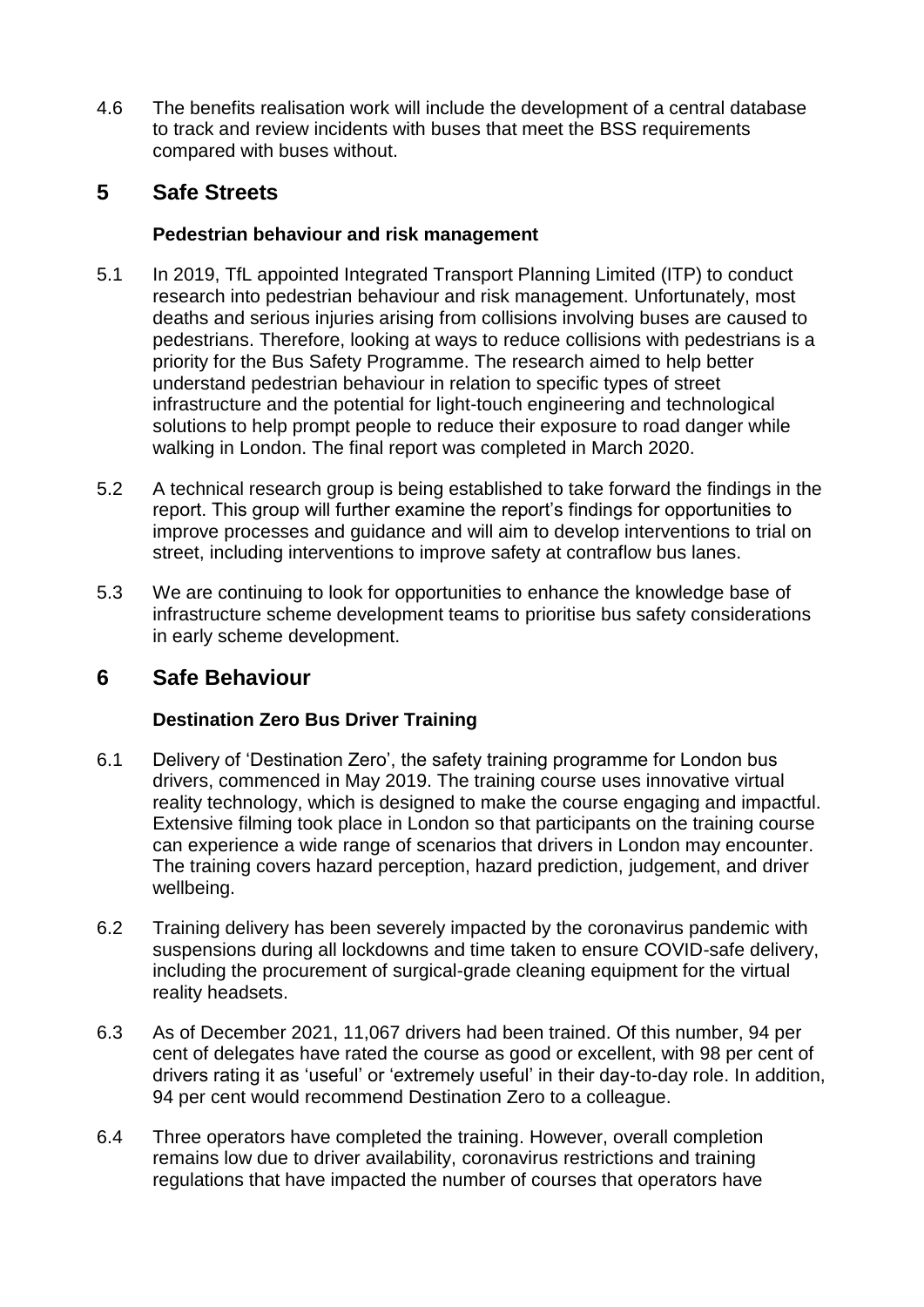4.6 The benefits realisation work will include the development of a central database to track and review incidents with buses that meet the BSS requirements compared with buses without.

## 5 Safe Streets

### Pedestrian behaviour and risk management

5.1 In 2019, TfL appointed Integrated Transport Planning Limited (ITP) to conduct research into pedestrian behaviour and risk management. Unfortunately, most deaths and serious injuries arising from collisions involving buses are caused to pedestrians. Therefore, looking at ways to reduce collisions with pedestrians is a priority for the Bus Safety Programme. The research aimed to help better understand pedestrian behaviour in relation to specific types of street infrastructure and the potential for light-touch engineering and technological solutions to help prompt people to reduce their exposure to road danger while walking in London. The final report was completed in March 2020.

5.2 A technical research group is being established to take forward the findings in the report. This group will further examine the report's findings for opportunities to improve processes and guidance and will aim to develop interventions to trial on street, including interventions to improve safety at contraflow bus lanes.

5.3 We are continuing to look for opportunities to enhance the knowledge base of infrastructure scheme development teams to prioritise bus safety considerations in early scheme development.

## 6 Safe Behaviour

### Destination Zero Bus Driver Training

6.1 Delivery of 'Destination Zero', the safety training programme for London bus drivers, commenced in May 2019. The training course uses innovative virtual reality technology, which is designed to make the course engaging and impactful. Extensive filming took place in London so that participants on the training course can experience a wide range of scenarios that drivers in London may encounter. The training covers hazard perception, hazard prediction, judgement, and driver wellbeing.

6.2 Training delivery has been severely impacted by the coronavirus pandemic with suspensions during all lockdowns and time taken to ensure COVID-safe delivery, including the procurement of surgical-grade cleaning equipment for the virtual reality headsets.

6.3 As of December 2021, 11,067 drivers had been trained. Of this number, 94 per cent of delegates have rated the course as good or excellent, with 98 per cent of drivers rating it as 'useful' or 'extremely useful' in their day-to-day role. In addition, 94 per cent would recommend Destination Zero to a colleague.

6.4 Three operators have completed the training. However, overall completion remains low due to driver availability, coronavirus restrictions and training regulations that have impacted the number of courses that operators have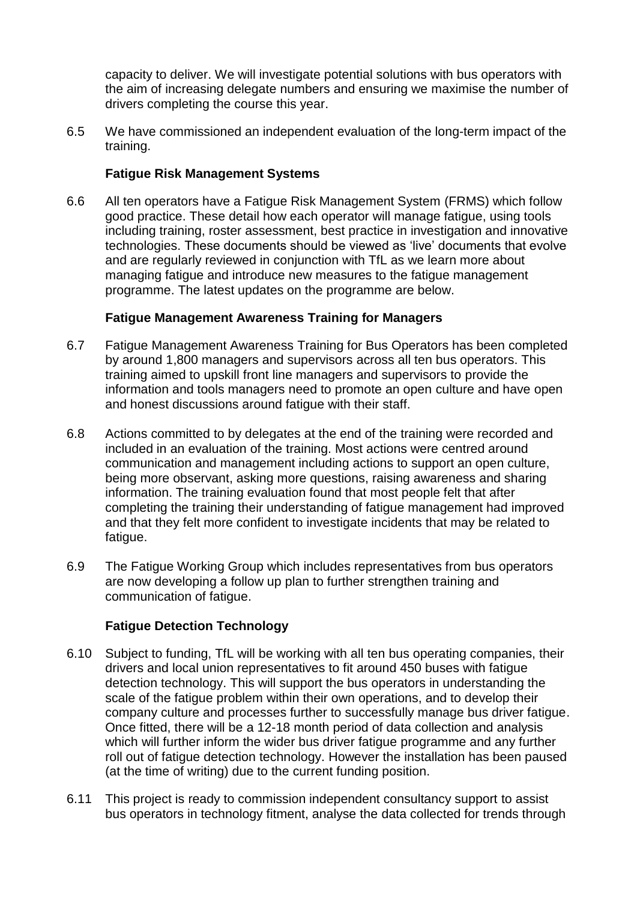capacity to deliver. We will investigate potential solutions with bus operators with the aim of increasing delegate numbers and ensuring we maximise the number of drivers completing the course this year.

6.5 We have commissioned an independent evaluation of the long-term impact of the training.

**Fatigue Risk Management Systems**

6.6 All ten operators have a Fatigue Risk Management System (FRMS) which follow good practice. These detail how each operator will manage fatigue, using tools including training, roster assessment, best practice in investigation and innovative technologies. These documents should be viewed as 'live' documents that evolve and are regularly reviewed in conjunction with TfL as we learn more about managing fatigue and introduce new measures to the fatigue management programme. The latest updates on the programme are below.

**Fatigue Management Awareness Training for Managers**

6.7 Fatigue Management Awareness Training for Bus Operators has been completed by around 1,800 managers and supervisors across all ten bus operators. This training aimed to upskill front line managers and supervisors to provide the information and tools managers need to promote an open culture and have open and honest discussions around fatigue with their staff.

6.8 Actions committed to by delegates at the end of the training were recorded and included in an evaluation of the training. Most actions were centred around communication and management including actions to support an open culture, being more observant, asking more questions, raising awareness and sharing information. The training evaluation found that most people felt that after completing the training their understanding of fatigue management had improved and that they felt more confident to investigate incidents that may be related to fatigue.

6.9 The Fatigue Working Group which includes representatives from bus operators are now developing a follow up plan to further strengthen training and communication of fatigue.

**Fatigue Detection Technology**

6.10 Subject to funding, TfL will be working with all ten bus operating companies, their drivers and local union representatives to fit around 450 buses with fatigue detection technology. This will support the bus operators in understanding the scale of the fatigue problem within their own operations, and to develop their company culture and processes further to successfully manage bus driver fatigue. Once fitted, there will be a 12-18 month period of data collection and analysis which will further inform the wider bus driver fatigue programme and any further roll out of fatigue detection technology. However the installation has been paused (at the time of writing) due to the current funding position.

6.11 This project is ready to commission independent consultancy support to assist bus operators in technology fitment, analyse the data collected for trends through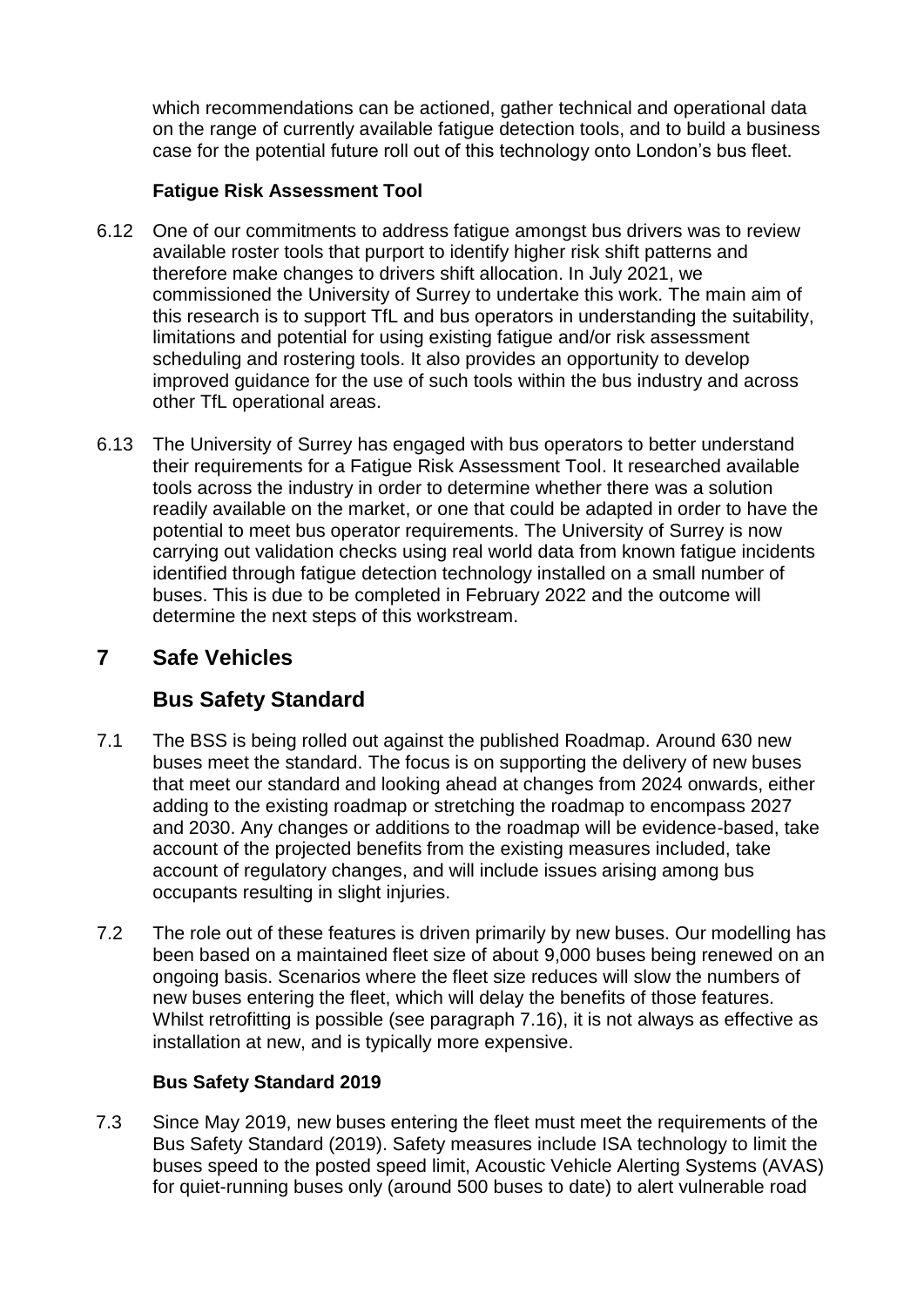which recommendations can be actioned, gather technical and operational data on the range of currently available fatigue detection tools, and to build a business case for the potential future roll out of this technology onto London's bus fleet.

### Fatigue Risk Assessment Tool

6.12 One of our commitments to address fatigue amongst bus drivers was to review available roster tools that purport to identify higher risk shift patterns and therefore make changes to drivers shift allocation. In July 2021, we commissioned the University of Surrey to undertake this work. The main aim of this research is to support TfL and bus operators in understanding the suitability, limitations and potential for using existing fatigue and/or risk assessment scheduling and rostering tools. It also provides an opportunity to develop improved guidance for the use of such tools within the bus industry and across other TfL operational areas.

6.13 The University of Surrey has engaged with bus operators to better understand their requirements for a Fatigue Risk Assessment Tool. It researched available tools across the industry in order to determine whether there was a solution readily available on the market, or one that could be adapted in order to have the potential to meet bus operator requirements. The University of Surrey is now carrying out validation checks using real world data from known fatigue incidents identified through fatigue detection technology installed on a small number of buses. This is due to be completed in February 2022 and the outcome will determine the next steps of this workstream.

# 7 Safe Vehicles

## Bus Safety Standard

7.1 The BSS is being rolled out against the published Roadmap. Around 630 new buses meet the standard. The focus is on supporting the delivery of new buses that meet our standard and looking ahead at changes from 2024 onwards, either adding to the existing roadmap or stretching the roadmap to encompass 2027 and 2030. Any changes or additions to the roadmap will be evidence-based, take account of the projected benefits from the existing measures included, take account of regulatory changes, and will include issues arising among bus occupants resulting in slight injuries.

7.2 The role out of these features is driven primarily by new buses. Our modelling has been based on a maintained fleet size of about 9,000 buses being renewed on an ongoing basis. Scenarios where the fleet size reduces will slow the numbers of new buses entering the fleet, which will delay the benefits of those features. Whilst retrofitting is possible (see paragraph 7.16), it is not always as effective as installation at new, and is typically more expensive.

### Bus Safety Standard 2019

7.3 Since May 2019, new buses entering the fleet must meet the requirements of the Bus Safety Standard (2019). Safety measures include ISA technology to limit the buses speed to the posted speed limit, Acoustic Vehicle Alerting Systems (AVAS) for quiet-running buses only (around 500 buses to date) to alert vulnerable road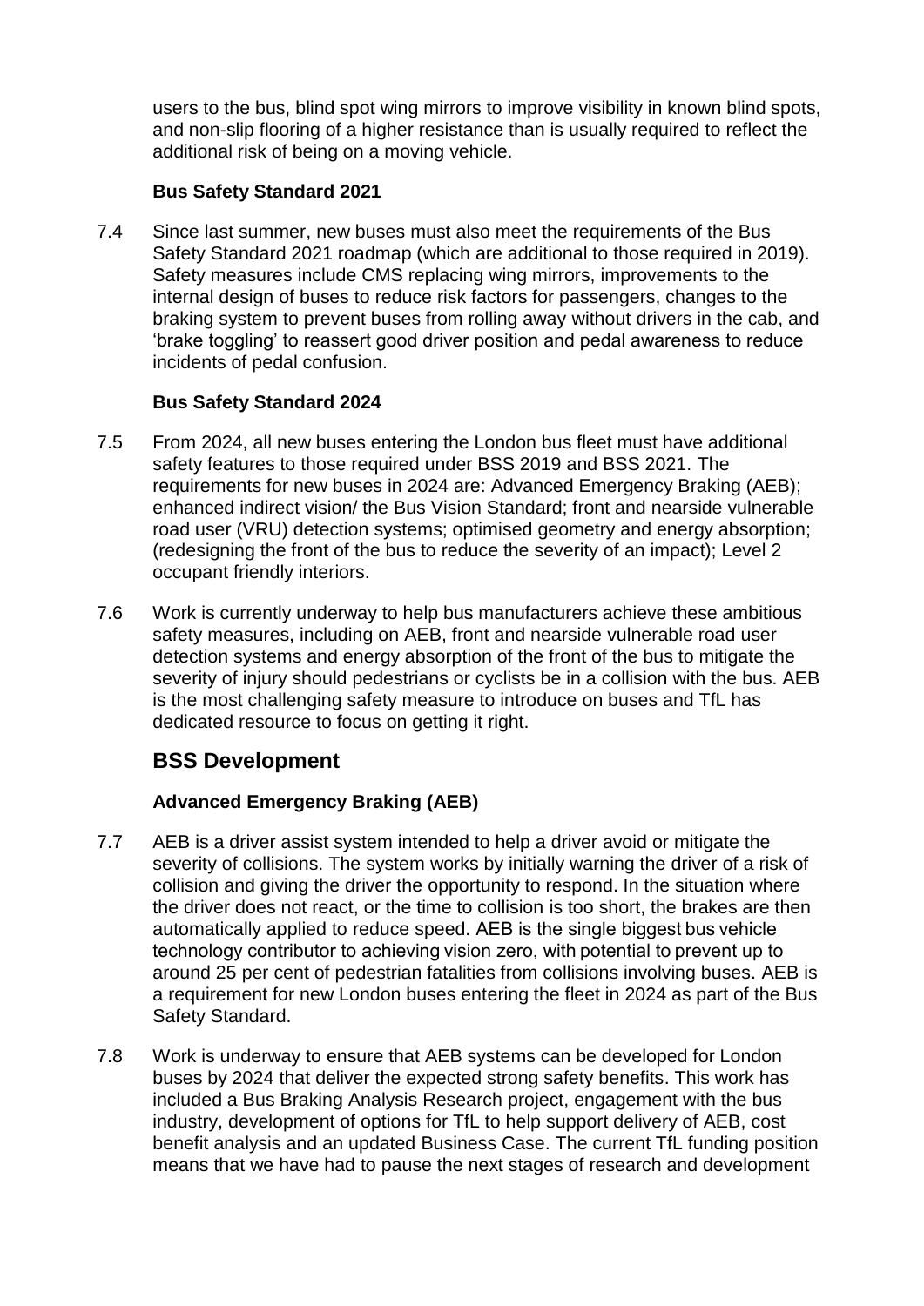users to the bus, blind spot wing mirrors to improve visibility in known blind spots, and non-slip flooring of a higher resistance than is usually required to reflect the additional risk of being on a moving vehicle.

**Bus Safety Standard 2021**

7.4 Since last summer, new buses must also meet the requirements of the Bus Safety Standard 2021 roadmap (which are additional to those required in 2019). Safety measures include CMS replacing wing mirrors, improvements to the internal design of buses to reduce risk factors for passengers, changes to the braking system to prevent buses from rolling away without drivers in the cab, and 'brake toggling' to reassert good driver position and pedal awareness to reduce incidents of pedal confusion.

**Bus Safety Standard 2024**

7.5 From 2024, all new buses entering the London bus fleet must have additional safety features to those required under BSS 2019 and BSS 2021. The requirements for new buses in 2024 are: Advanced Emergency Braking (AEB); enhanced indirect vision/ the Bus Vision Standard; front and nearside vulnerable road user (VRU) detection systems; optimised geometry and energy absorption; (redesigning the front of the bus to reduce the severity of an impact); Level 2 occupant friendly interiors.

7.6 Work is currently underway to help bus manufacturers achieve these ambitious safety measures, including on AEB, front and nearside vulnerable road user detection systems and energy absorption of the front of the bus to mitigate the severity of injury should pedestrians or cyclists be in a collision with the bus. AEB is the most challenging safety measure to introduce on buses and TfL has dedicated resource to focus on getting it right.

## BSS Development

**Advanced Emergency Braking (AEB)**

7.7 AEB is a driver assist system intended to help a driver avoid or mitigate the severity of collisions. The system works by initially warning the driver of a risk of collision and giving the driver the opportunity to respond. In the situation where the driver does not react, or the time to collision is too short, the brakes are then automatically applied to reduce speed. AEB is the single biggest bus vehicle technology contributor to achieving vision zero, with potential to prevent up to around 25 per cent of pedestrian fatalities from collisions involving buses. AEB is a requirement for new London buses entering the fleet in 2024 as part of the Bus Safety Standard.

7.8 Work is underway to ensure that AEB systems can be developed for London buses by 2024 that deliver the expected strong safety benefits. This work has included a Bus Braking Analysis Research project, engagement with the bus industry, development of options for TfL to help support delivery of AEB, cost benefit analysis and an updated Business Case. The current TfL funding position means that we have had to pause the next stages of research and development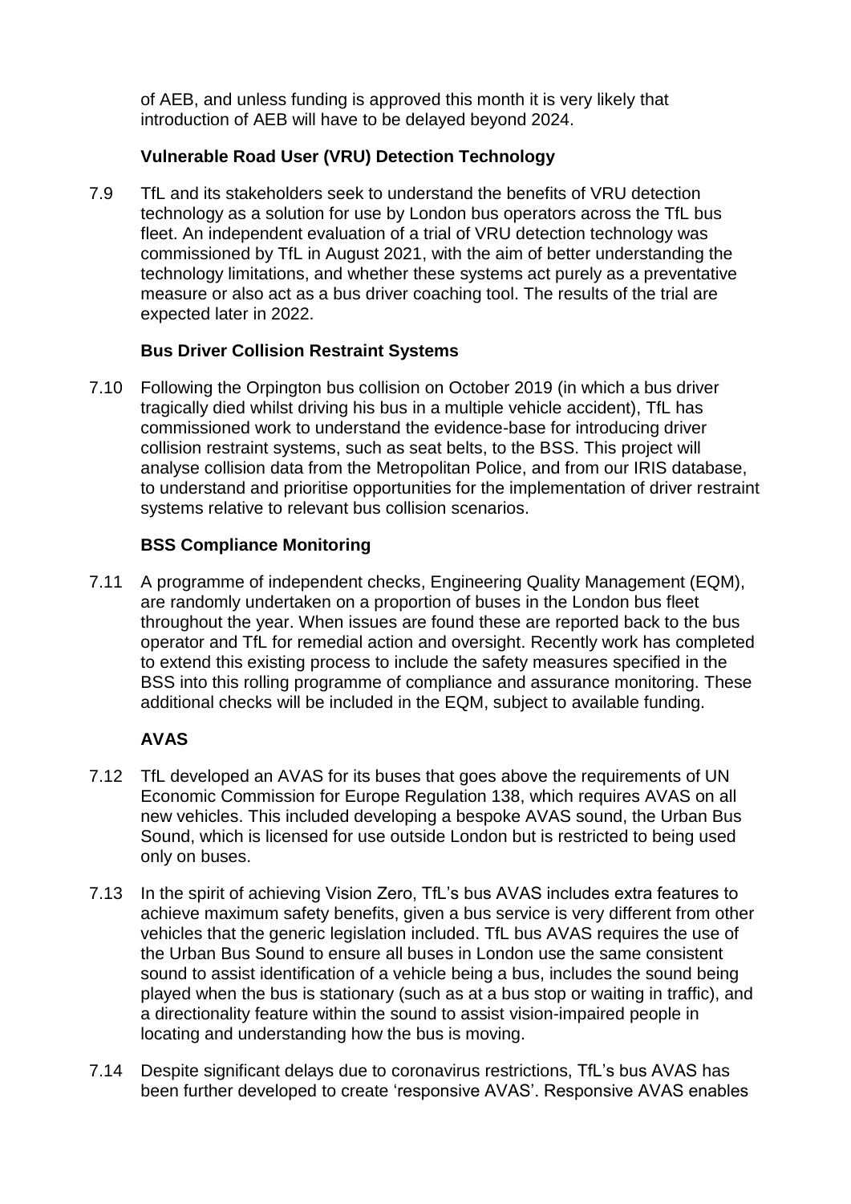of AEB, and unless funding is approved this month it is very likely that introduction of AEB will have to be delayed beyond 2024.

### Vulnerable Road User (VRU) Detection Technology

7.9 TfL and its stakeholders seek to understand the benefits of VRU detection technology as a solution for use by London bus operators across the TfL bus fleet. An independent evaluation of a trial of VRU detection technology was commissioned by TfL in August 2021, with the aim of better understanding the technology limitations, and whether these systems act purely as a preventative measure or also act as a bus driver coaching tool. The results of the trial are expected later in 2022.

### Bus Driver Collision Restraint Systems

7.10 Following the Orpington bus collision on October 2019 (in which a bus driver tragically died whilst driving his bus in a multiple vehicle accident), TfL has commissioned work to understand the evidence-base for introducing driver collision restraint systems, such as seat belts, to the BSS. This project will analyse collision data from the Metropolitan Police, and from our IRIS database, to understand and prioritise opportunities for the implementation of driver restraint systems relative to relevant bus collision scenarios.

### BSS Compliance Monitoring

7.11 A programme of independent checks, Engineering Quality Management (EQM), are randomly undertaken on a proportion of buses in the London bus fleet throughout the year. When issues are found these are reported back to the bus operator and TfL for remedial action and oversight. Recently work has completed to extend this existing process to include the safety measures specified in the BSS into this rolling programme of compliance and assurance monitoring. These additional checks will be included in the EQM, subject to available funding.

### AVAS

7.12 TfL developed an AVAS for its buses that goes above the requirements of UN Economic Commission for Europe Regulation 138, which requires AVAS on all new vehicles. This included developing a bespoke AVAS sound, the Urban Bus Sound, which is licensed for use outside London but is restricted to being used only on buses.

7.13 In the spirit of achieving Vision Zero, TfL's bus AVAS includes extra features to achieve maximum safety benefits, given a bus service is very different from other vehicles that the generic legislation included. TfL bus AVAS requires the use of the Urban Bus Sound to ensure all buses in London use the same consistent sound to assist identification of a vehicle being a bus, includes the sound being played when the bus is stationary (such as at a bus stop or waiting in traffic), and a directionality feature within the sound to assist vision-impaired people in locating and understanding how the bus is moving.

7.14 Despite significant delays due to coronavirus restrictions, TfL's bus AVAS has been further developed to create 'responsive AVAS'. Responsive AVAS enables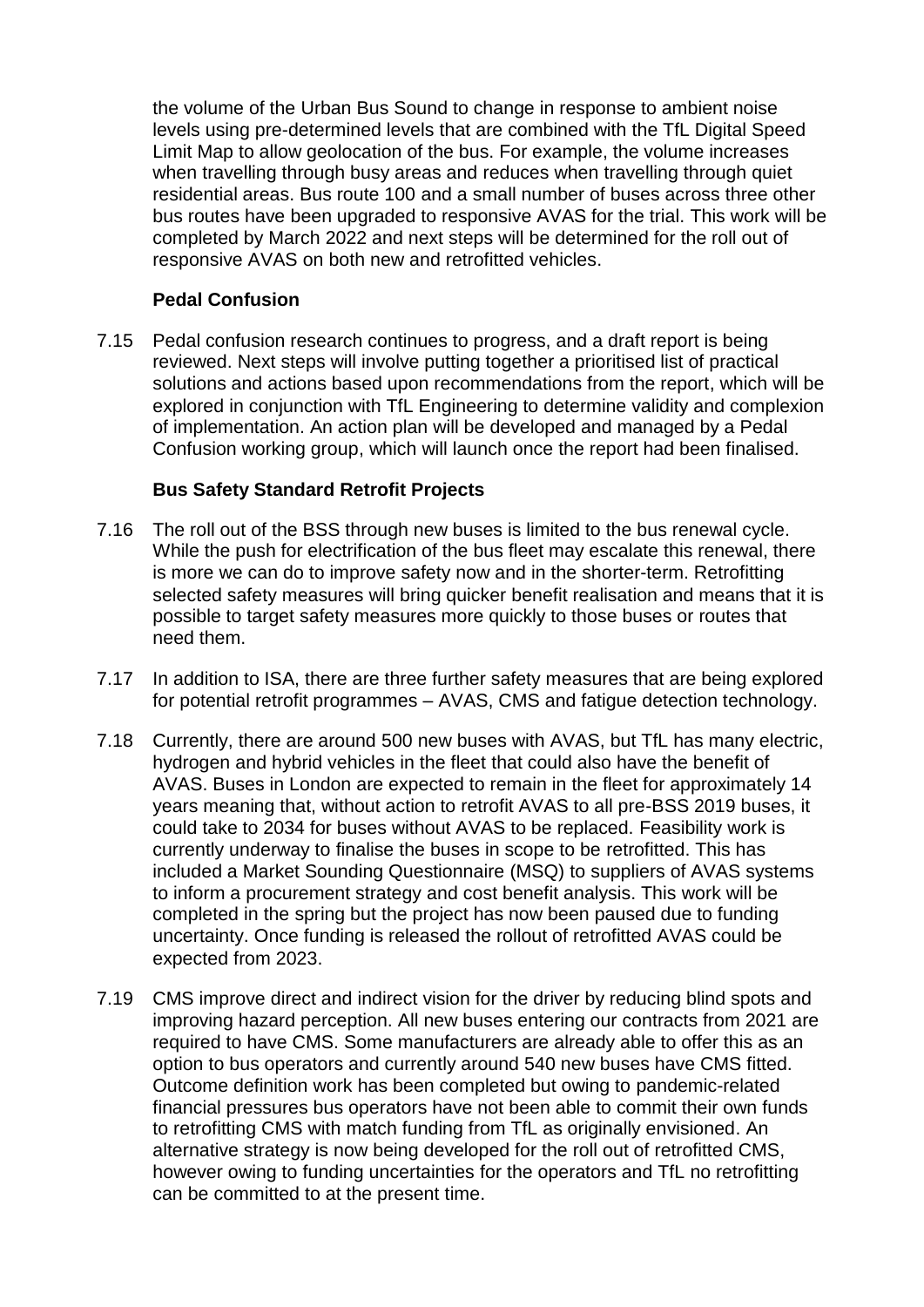the volume of the Urban Bus Sound to change in response to ambient noise levels using pre-determined levels that are combined with the TfL Digital Speed Limit Map to allow geolocation of the bus. For example, the volume increases when travelling through busy areas and reduces when travelling through quiet residential areas. Bus route 100 and a small number of buses across three other bus routes have been upgraded to responsive AVAS for the trial. This work will be completed by March 2022 and next steps will be determined for the roll out of responsive AVAS on both new and retrofitted vehicles.

**Pedal Confusion**

7.15 Pedal confusion research continues to progress, and a draft report is being reviewed. Next steps will involve putting together a prioritised list of practical solutions and actions based upon recommendations from the report, which will be explored in conjunction with TfL Engineering to determine validity and complexion of implementation. An action plan will be developed and managed by a Pedal Confusion working group, which will launch once the report had been finalised.

**Bus Safety Standard Retrofit Projects**

7.16 The roll out of the BSS through new buses is limited to the bus renewal cycle. While the push for electrification of the bus fleet may escalate this renewal, there is more we can do to improve safety now and in the shorter-term. Retrofitting selected safety measures will bring quicker benefit realisation and means that it is possible to target safety measures more quickly to those buses or routes that need them.

7.17 In addition to ISA, there are three further safety measures that are being explored for potential retrofit programmes – AVAS, CMS and fatigue detection technology.

7.18 Currently, there are around 500 new buses with AVAS, but TfL has many electric, hydrogen and hybrid vehicles in the fleet that could also have the benefit of AVAS. Buses in London are expected to remain in the fleet for approximately 14 years meaning that, without action to retrofit AVAS to all pre-BSS 2019 buses, it could take to 2034 for buses without AVAS to be replaced. Feasibility work is currently underway to finalise the buses in scope to be retrofitted. This has included a Market Sounding Questionnaire (MSQ) to suppliers of AVAS systems to inform a procurement strategy and cost benefit analysis. This work will be completed in the spring but the project has now been paused due to funding uncertainty. Once funding is released the rollout of retrofitted AVAS could be expected from 2023.

7.19 CMS improve direct and indirect vision for the driver by reducing blind spots and improving hazard perception. All new buses entering our contracts from 2021 are required to have CMS. Some manufacturers are already able to offer this as an option to bus operators and currently around 540 new buses have CMS fitted. Outcome definition work has been completed but owing to pandemic-related financial pressures bus operators have not been able to commit their own funds to retrofitting CMS with match funding from TfL as originally envisioned. An alternative strategy is now being developed for the roll out of retrofitted CMS, however owing to funding uncertainties for the operators and TfL no retrofitting can be committed to at the present time.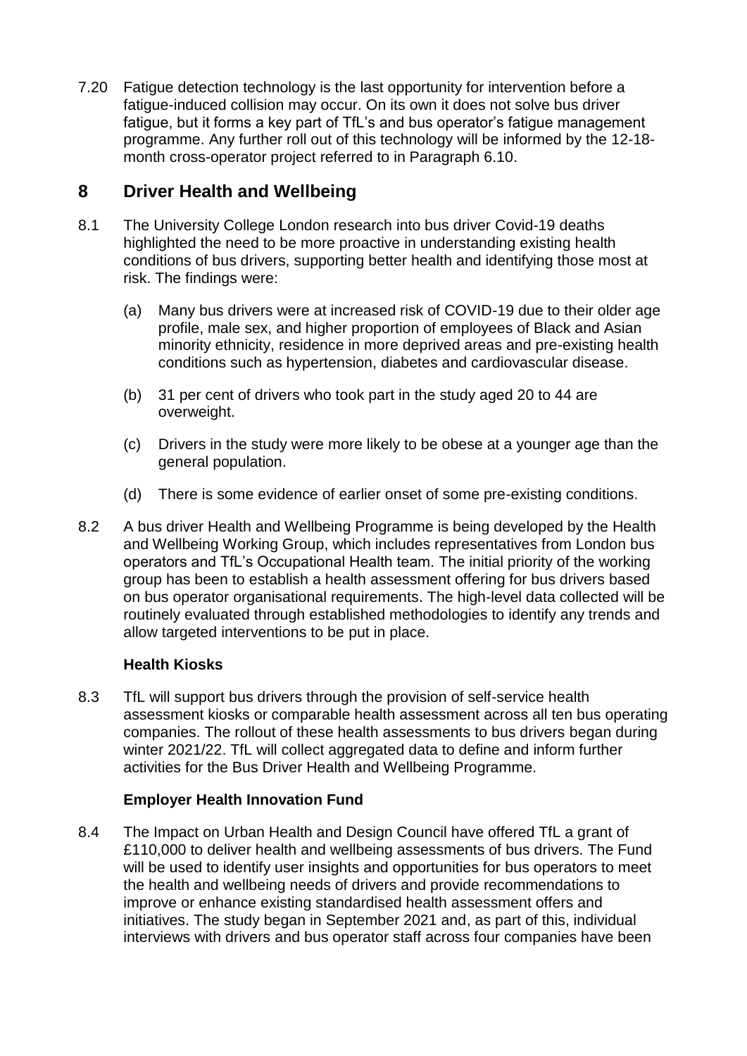7.20 Fatigue detection technology is the last opportunity for intervention before a fatigue-induced collision may occur. On its own it does not solve bus driver fatigue, but it forms a key part of TfL's and bus operator's fatigue management programme. Any further roll out of this technology will be informed by the 12-18-month cross-operator project referred to in Paragraph 6.10.

## 8 Driver Health and Wellbeing

8.1 The University College London research into bus driver Covid-19 deaths highlighted the need to be more proactive in understanding existing health conditions of bus drivers, supporting better health and identifying those most at risk. The findings were:

(a) Many bus drivers were at increased risk of COVID-19 due to their older age profile, male sex, and higher proportion of employees of Black and Asian minority ethnicity, residence in more deprived areas and pre-existing health conditions such as hypertension, diabetes and cardiovascular disease.

(b) 31 per cent of drivers who took part in the study aged 20 to 44 are overweight.

(c) Drivers in the study were more likely to be obese at a younger age than the general population.

(d) There is some evidence of earlier onset of some pre-existing conditions.

8.2 A bus driver Health and Wellbeing Programme is being developed by the Health and Wellbeing Working Group, which includes representatives from London bus operators and TfL's Occupational Health team. The initial priority of the working group has been to establish a health assessment offering for bus drivers based on bus operator organisational requirements. The high-level data collected will be routinely evaluated through established methodologies to identify any trends and allow targeted interventions to be put in place.

### Health Kiosks

8.3 TfL will support bus drivers through the provision of self-service health assessment kiosks or comparable health assessment across all ten bus operating companies. The rollout of these health assessments to bus drivers began during winter 2021/22. TfL will collect aggregated data to define and inform further activities for the Bus Driver Health and Wellbeing Programme.

### Employer Health Innovation Fund

8.4 The Impact on Urban Health and Design Council have offered TfL a grant of £110,000 to deliver health and wellbeing assessments of bus drivers. The Fund will be used to identify user insights and opportunities for bus operators to meet the health and wellbeing needs of drivers and provide recommendations to improve or enhance existing standardised health assessment offers and initiatives. The study began in September 2021 and, as part of this, individual interviews with drivers and bus operator staff across four companies have been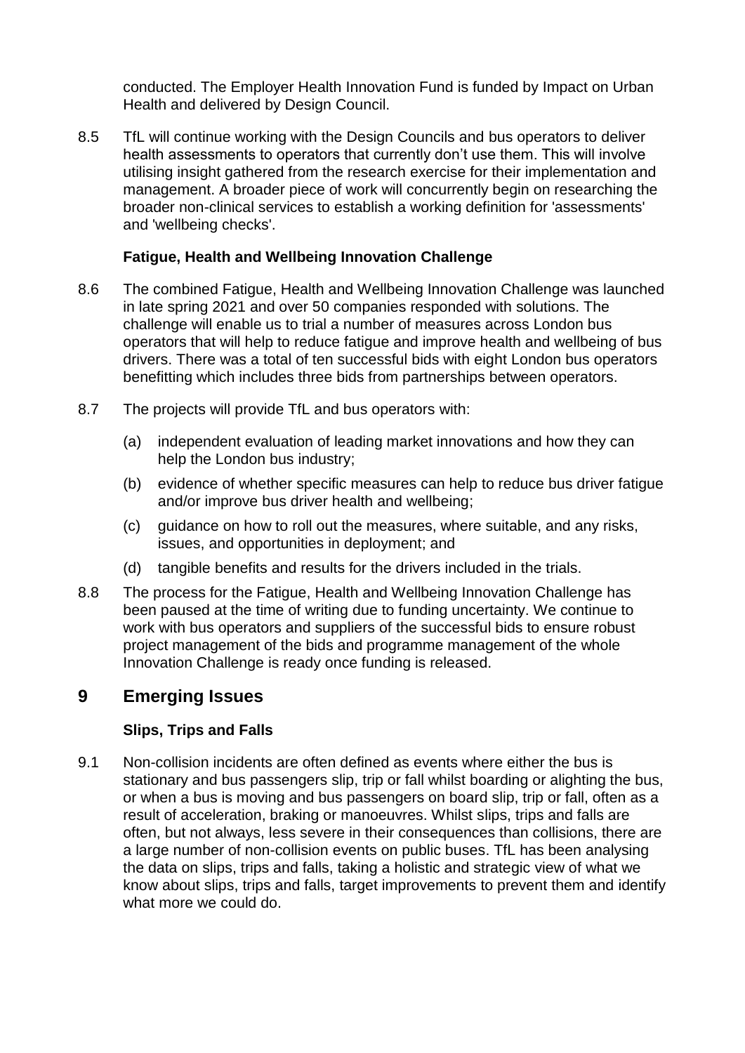conducted. The Employer Health Innovation Fund is funded by Impact on Urban Health and delivered by Design Council.

8.5 TfL will continue working with the Design Councils and bus operators to deliver health assessments to operators that currently don't use them. This will involve utilising insight gathered from the research exercise for their implementation and management. A broader piece of work will concurrently begin on researching the broader non-clinical services to establish a working definition for 'assessments' and 'wellbeing checks'.

### Fatigue, Health and Wellbeing Innovation Challenge

8.6 The combined Fatigue, Health and Wellbeing Innovation Challenge was launched in late spring 2021 and over 50 companies responded with solutions. The challenge will enable us to trial a number of measures across London bus operators that will help to reduce fatigue and improve health and wellbeing of bus drivers. There was a total of ten successful bids with eight London bus operators benefitting which includes three bids from partnerships between operators.

8.7 The projects will provide TfL and bus operators with:

(a) independent evaluation of leading market innovations and how they can help the London bus industry;

(b) evidence of whether specific measures can help to reduce bus driver fatigue and/or improve bus driver health and wellbeing;

(c) guidance on how to roll out the measures, where suitable, and any risks, issues, and opportunities in deployment; and

(d) tangible benefits and results for the drivers included in the trials.

8.8 The process for the Fatigue, Health and Wellbeing Innovation Challenge has been paused at the time of writing due to funding uncertainty. We continue to work with bus operators and suppliers of the successful bids to ensure robust project management of the bids and programme management of the whole Innovation Challenge is ready once funding is released.

## 9 Emerging Issues

### Slips, Trips and Falls

9.1 Non-collision incidents are often defined as events where either the bus is stationary and bus passengers slip, trip or fall whilst boarding or alighting the bus, or when a bus is moving and bus passengers on board slip, trip or fall, often as a result of acceleration, braking or manoeuvres. Whilst slips, trips and falls are often, but not always, less severe in their consequences than collisions, there are a large number of non-collision events on public buses. TfL has been analysing the data on slips, trips and falls, taking a holistic and strategic view of what we know about slips, trips and falls, target improvements to prevent them and identify what more we could do.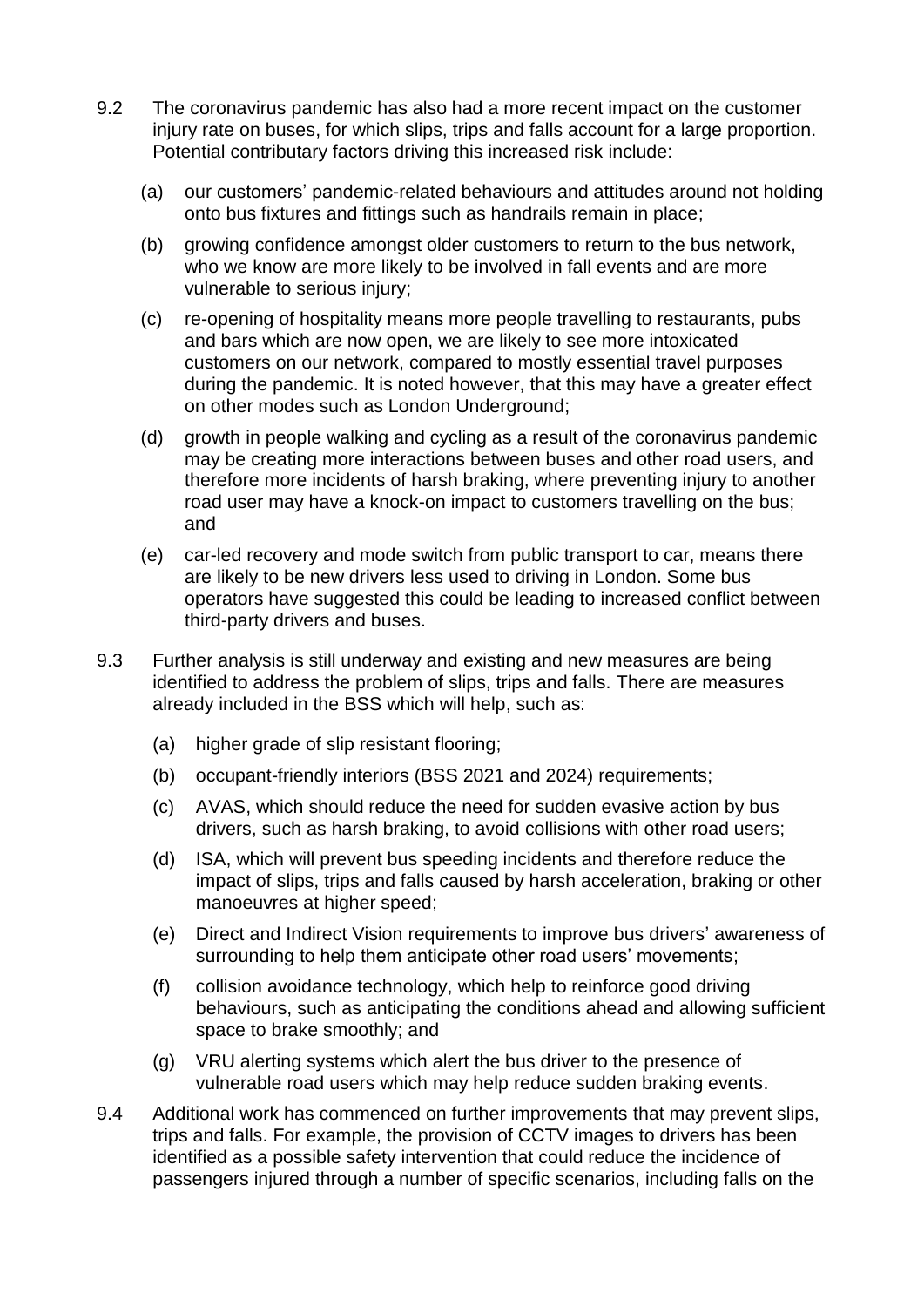9.2 The coronavirus pandemic has also had a more recent impact on the customer injury rate on buses, for which slips, trips and falls account for a large proportion. Potential contributary factors driving this increased risk include:

   (a) our customers' pandemic-related behaviours and attitudes around not holding onto bus fixtures and fittings such as handrails remain in place;

   (b) growing confidence amongst older customers to return to the bus network, who we know are more likely to be involved in fall events and are more vulnerable to serious injury;

   (c) re-opening of hospitality means more people travelling to restaurants, pubs and bars which are now open, we are likely to see more intoxicated customers on our network, compared to mostly essential travel purposes during the pandemic. It is noted however, that this may have a greater effect on other modes such as London Underground;

   (d) growth in people walking and cycling as a result of the coronavirus pandemic may be creating more interactions between buses and other road users, and therefore more incidents of harsh braking, where preventing injury to another road user may have a knock-on impact to customers travelling on the bus; and

   (e) car-led recovery and mode switch from public transport to car, means there are likely to be new drivers less used to driving in London. Some bus operators have suggested this could be leading to increased conflict between third-party drivers and buses.

9.3 Further analysis is still underway and existing and new measures are being identified to address the problem of slips, trips and falls. There are measures already included in the BSS which will help, such as:

   (a) higher grade of slip resistant flooring;

   (b) occupant-friendly interiors (BSS 2021 and 2024) requirements;

   (c) AVAS, which should reduce the need for sudden evasive action by bus drivers, such as harsh braking, to avoid collisions with other road users;

   (d) ISA, which will prevent bus speeding incidents and therefore reduce the impact of slips, trips and falls caused by harsh acceleration, braking or other manoeuvres at higher speed;

   (e) Direct and Indirect Vision requirements to improve bus drivers' awareness of surrounding to help them anticipate other road users' movements;

   (f) collision avoidance technology, which help to reinforce good driving behaviours, such as anticipating the conditions ahead and allowing sufficient space to brake smoothly; and

   (g) VRU alerting systems which alert the bus driver to the presence of vulnerable road users which may help reduce sudden braking events.

9.4 Additional work has commenced on further improvements that may prevent slips, trips and falls. For example, the provision of CCTV images to drivers has been identified as a possible safety intervention that could reduce the incidence of passengers injured through a number of specific scenarios, including falls on the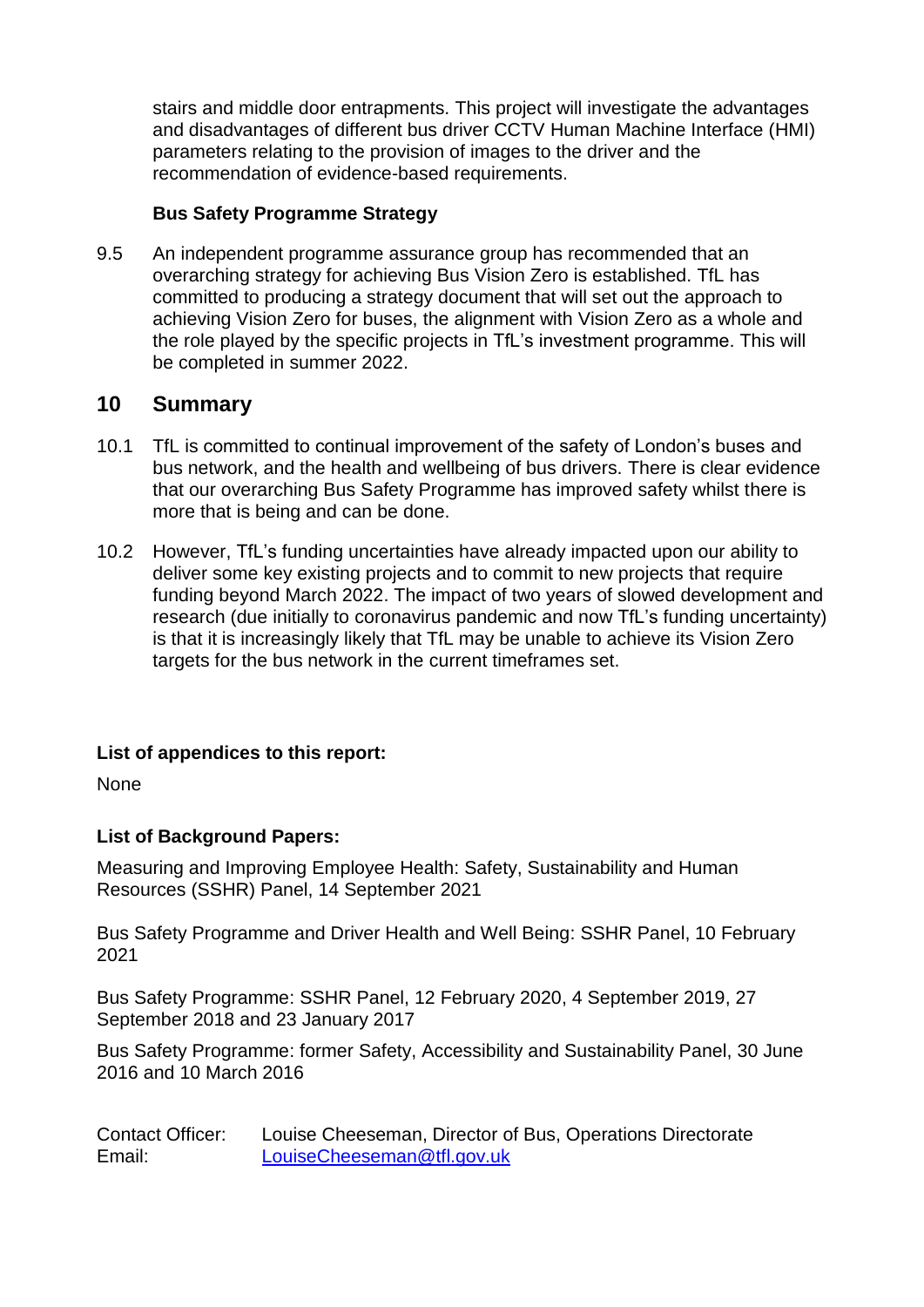stairs and middle door entrapments. This project will investigate the advantages and disadvantages of different bus driver CCTV Human Machine Interface (HMI) parameters relating to the provision of images to the driver and the recommendation of evidence-based requirements.

**Bus Safety Programme Strategy**

9.5 An independent programme assurance group has recommended that an overarching strategy for achieving Bus Vision Zero is established. TfL has committed to producing a strategy document that will set out the approach to achieving Vision Zero for buses, the alignment with Vision Zero as a whole and the role played by the specific projects in TfL's investment programme. This will be completed in summer 2022.

## 10 Summary

10.1 TfL is committed to continual improvement of the safety of London's buses and bus network, and the health and wellbeing of bus drivers. There is clear evidence that our overarching Bus Safety Programme has improved safety whilst there is more that is being and can be done.

10.2 However, TfL's funding uncertainties have already impacted upon our ability to deliver some key existing projects and to commit to new projects that require funding beyond March 2022. The impact of two years of slowed development and research (due initially to coronavirus pandemic and now TfL's funding uncertainty) is that it is increasingly likely that TfL may be unable to achieve its Vision Zero targets for the bus network in the current timeframes set.

**List of appendices to this report:**

None

**List of Background Papers:**

Measuring and Improving Employee Health: Safety, Sustainability and Human Resources (SSHR) Panel, 14 September 2021

Bus Safety Programme and Driver Health and Well Being: SSHR Panel, 10 February 2021

Bus Safety Programme: SSHR Panel, 12 February 2020, 4 September 2019, 27 September 2018 and 23 January 2017

Bus Safety Programme: former Safety, Accessibility and Sustainability Panel, 30 June 2016 and 10 March 2016

Contact Officer: Louise Cheeseman, Director of Bus, Operations Directorate
Email: LouiseCheeseman@tfl.gov.uk